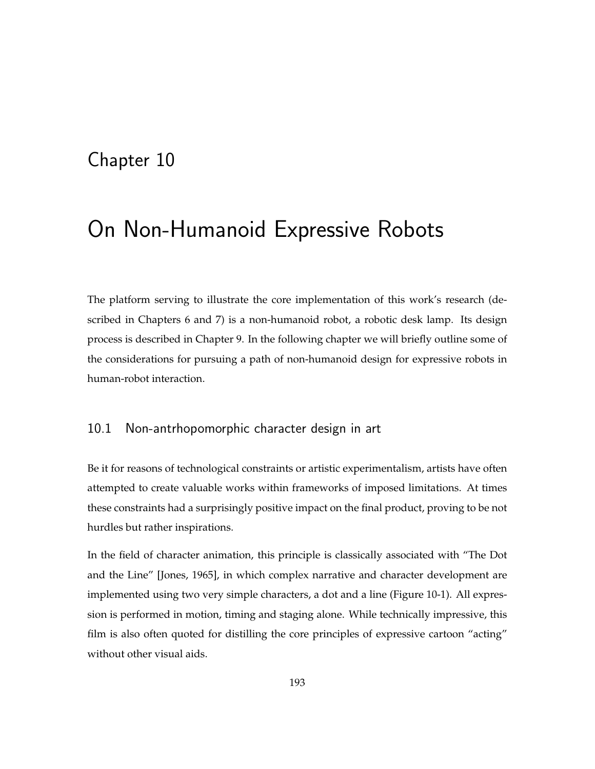# Chapter 10

# On Non-Humanoid Expressive Robots

The platform serving to illustrate the core implementation of this work's research (described in Chapters 6 and 7) is a non-humanoid robot, a robotic desk lamp. Its design process is described in Chapter 9. In the following chapter we will briefly outline some of the considerations for pursuing a path of non-humanoid design for expressive robots in human-robot interaction.

## 10.1 Non-antrhopomorphic character design in art

Be it for reasons of technological constraints or artistic experimentalism, artists have often attempted to create valuable works within frameworks of imposed limitations. At times these constraints had a surprisingly positive impact on the final product, proving to be not hurdles but rather inspirations.

In the field of character animation, this principle is classically associated with "The Dot and the Line" [Jones, 1965], in which complex narrative and character development are implemented using two very simple characters, a dot and a line (Figure 10-1). All expression is performed in motion, timing and staging alone. While technically impressive, this film is also often quoted for distilling the core principles of expressive cartoon "acting" without other visual aids.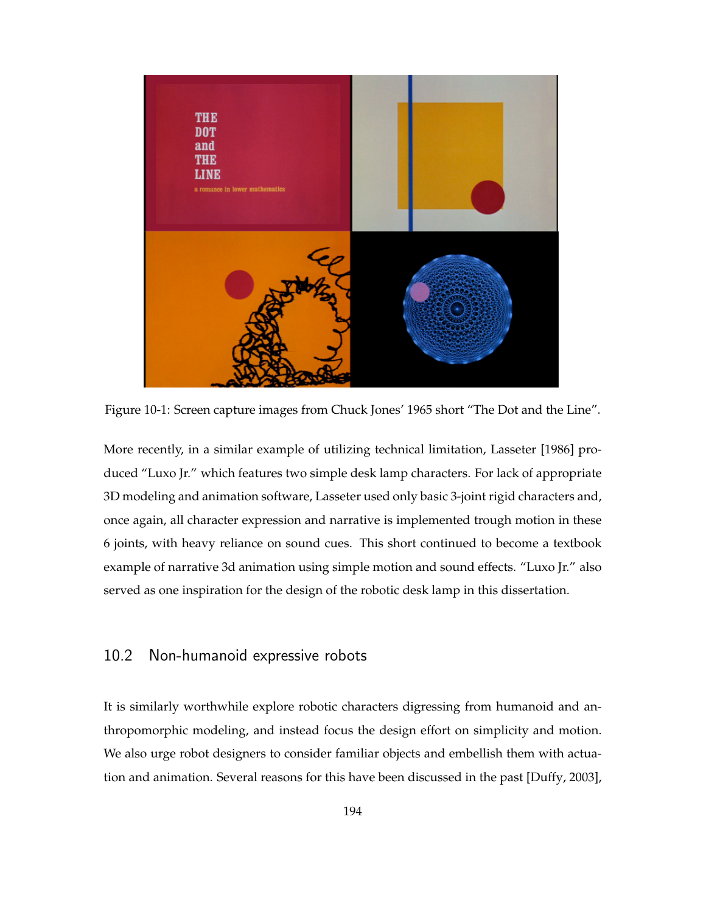Figure 10-1: Screen capture images from Chuck Jones' 1965 short "The Dot and the Line".

More recently, in a similar example of utilizing technical limitation, Lasseter [1986] produced "Luxo Jr." which features two simple desk lamp characters. For lack of appropriate 3D modeling and animation software, Lasseter used only basic 3-joint rigid characters and, once again, all character expression and narrative is implemented trough motion in these 6 joints, with heavy reliance on sound cues. This short continued to become a textbook example of narrative 3d animation using simple motion and sound effects. "Luxo Jr." also served as one inspiration for the design of the robotic desk lamp in this dissertation.

## 10.2 Non-humanoid expressive robots

It is similarly worthwhile explore robotic characters digressing from humanoid and anthropomorphic modeling, and instead focus the design effort on simplicity and motion. We also urge robot designers to consider familiar objects and embellish them with actuation and animation. Several reasons for this have been discussed in the past [Duffy, 2003],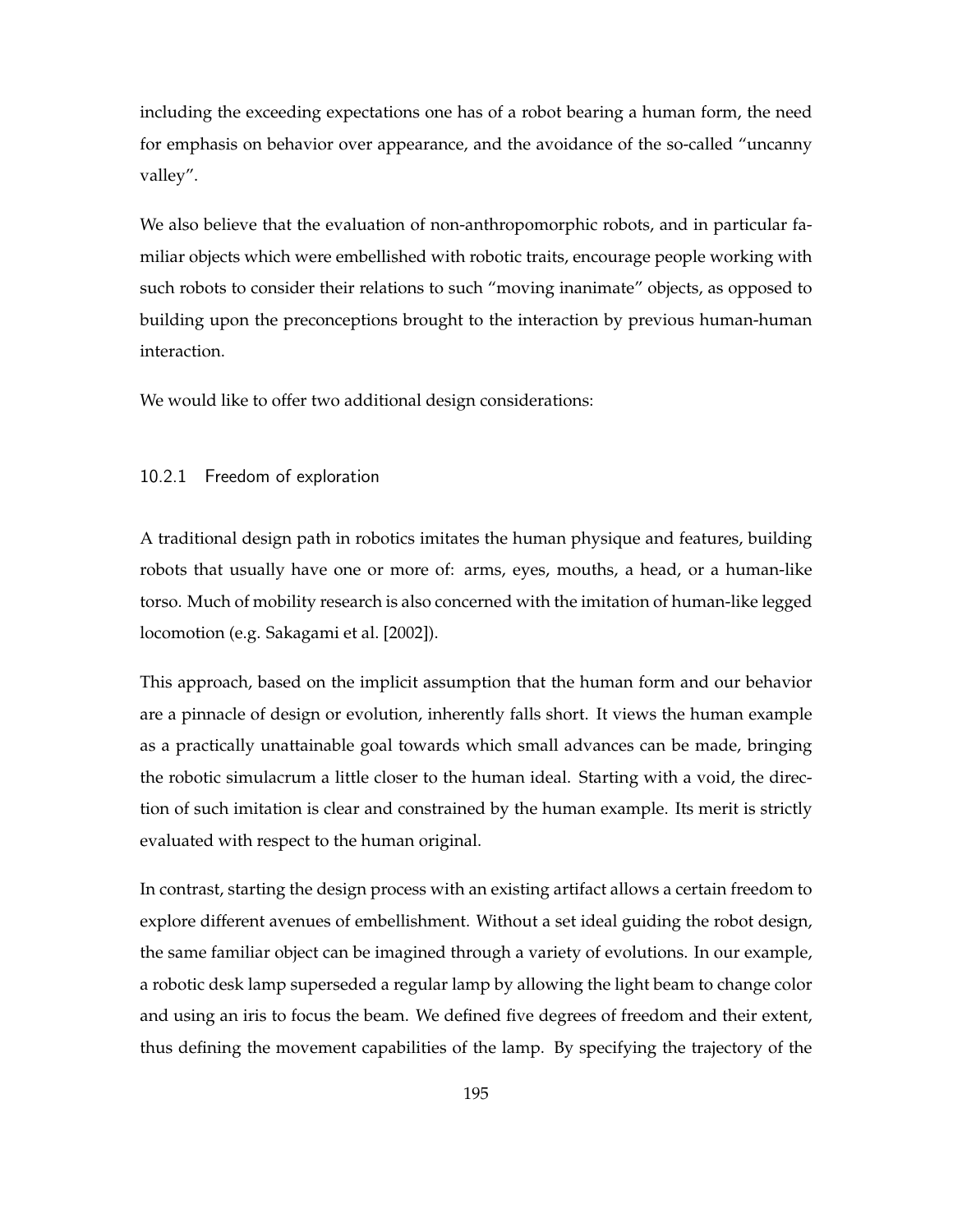including the exceeding expectations one has of a robot bearing a human form, the need for emphasis on behavior over appearance, and the avoidance of the so-called "uncanny valley".

We also believe that the evaluation of non-anthropomorphic robots, and in particular familiar objects which were embellished with robotic traits, encourage people working with such robots to consider their relations to such "moving inanimate" objects, as opposed to building upon the preconceptions brought to the interaction by previous human-human interaction.

We would like to offer two additional design considerations:

### 10.2.1 Freedom of exploration

A traditional design path in robotics imitates the human physique and features, building robots that usually have one or more of: arms, eyes, mouths, a head, or a human-like torso. Much of mobility research is also concerned with the imitation of human-like legged locomotion (e.g. Sakagami et al. [2002]).

This approach, based on the implicit assumption that the human form and our behavior are a pinnacle of design or evolution, inherently falls short. It views the human example as a practically unattainable goal towards which small advances can be made, bringing the robotic simulacrum a little closer to the human ideal. Starting with a void, the direction of such imitation is clear and constrained by the human example. Its merit is strictly evaluated with respect to the human original.

In contrast, starting the design process with an existing artifact allows a certain freedom to explore different avenues of embellishment. Without a set ideal guiding the robot design, the same familiar object can be imagined through a variety of evolutions. In our example, a robotic desk lamp superseded a regular lamp by allowing the light beam to change color and using an iris to focus the beam. We defined five degrees of freedom and their extent, thus defining the movement capabilities of the lamp. By specifying the trajectory of the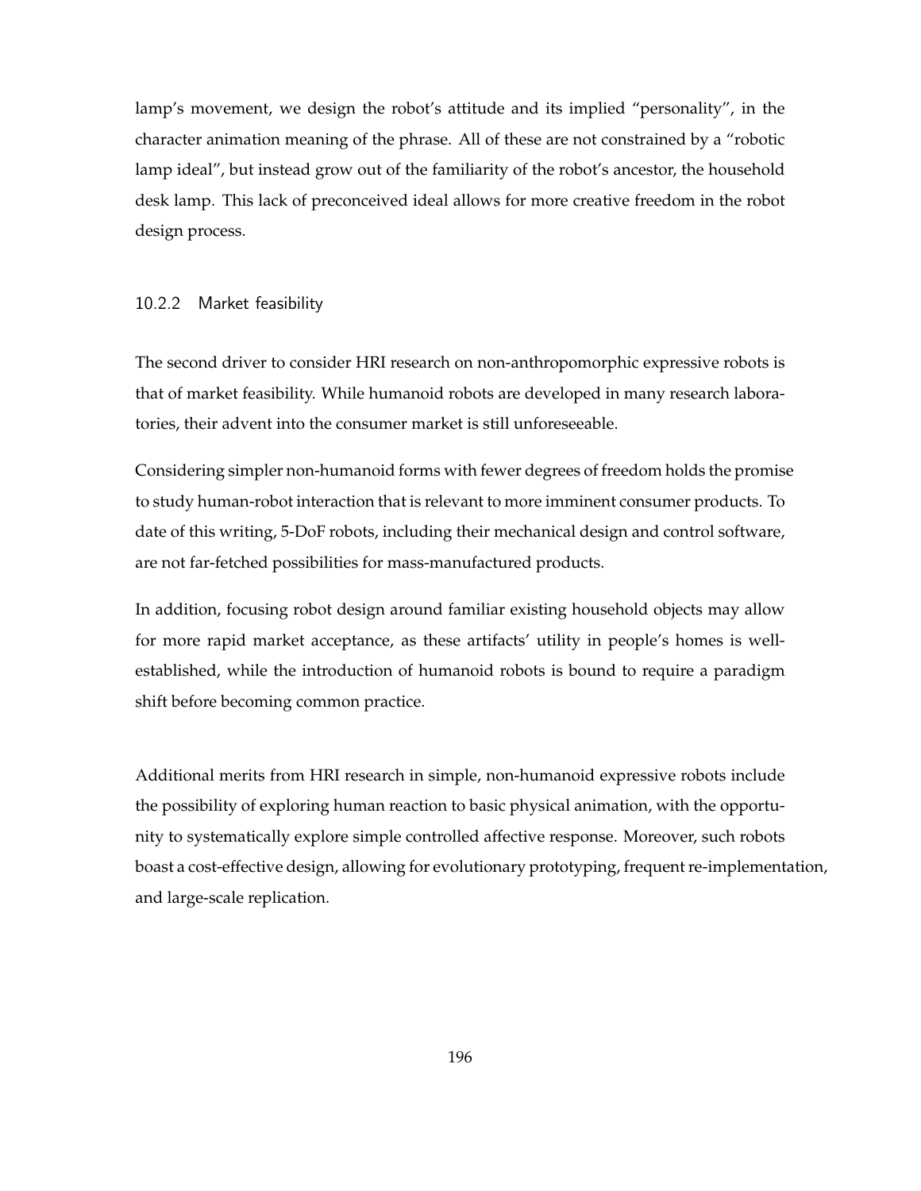lamp's movement, we design the robot's attitude and its implied "personality", in the character animation meaning of the phrase. All of these are not constrained by a "robotic lamp ideal", but instead grow out of the familiarity of the robot's ancestor, the household desk lamp. This lack of preconceived ideal allows for more creative freedom in the robot design process.

### 10.2.2 Market feasibility

The second driver to consider HRI research on non-anthropomorphic expressive robots is that of market feasibility. While humanoid robots are developed in many research laboratories, their advent into the consumer market is still unforeseeable.

Considering simpler non-humanoid forms with fewer degrees of freedom holds the promise to study human-robot interaction that is relevant to more imminent consumer products. To date of this writing, 5-DoF robots, including their mechanical design and control software, are not far-fetched possibilities for mass-manufactured products.

In addition, focusing robot design around familiar existing household objects may allow for more rapid market acceptance, as these artifacts' utility in people's homes is well-established, while the introduction of humanoid robots is bound to require a paradigm shift before becoming common practice.

Additional merits from HRI research in simple, non-humanoid expressive robots include the possibility of exploring human reaction to basic physical animation, with the opportunity to systematically explore simple controlled affective response. Moreover, such robots boast a cost-effective design, allowing for evolutionary prototyping, frequent re-implementation, and large-scale replication.